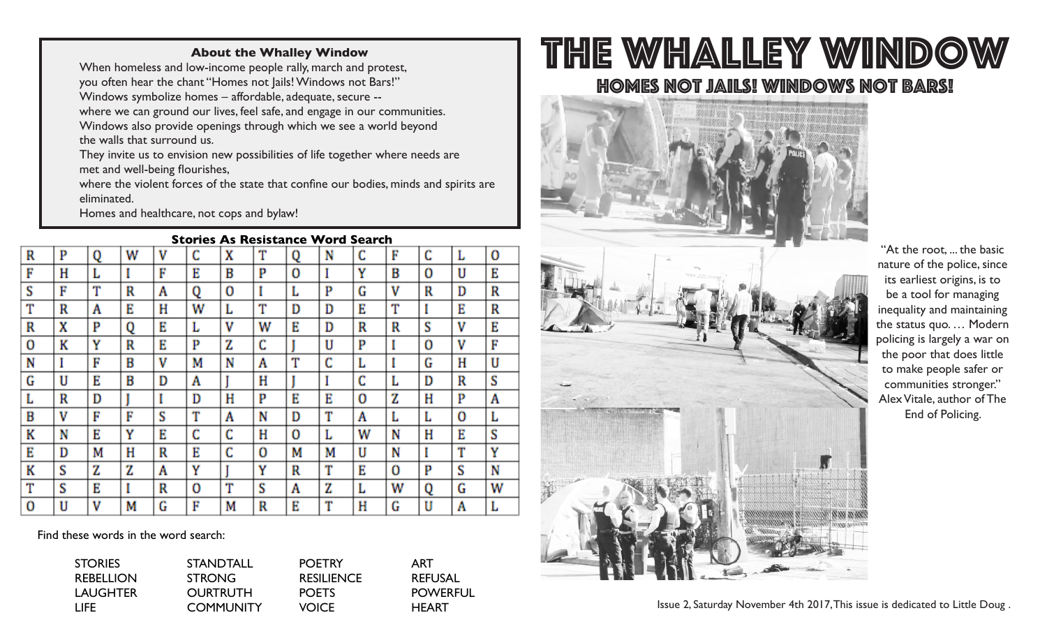# THE WHALLEY WINDOW

## HOMES NOT JAILS! WINDOWS NOT BARS!

### About the Whalley Window

When homeless and low-income people rally, march and protest, you often hear the chant "Homes not Jails! Windows not Bars!"
Windows symbolize homes – affordable, adequate, secure -- where we can ground our lives, feel safe, and engage in our communities.
Windows also provide openings through which we see a world beyond the walls that surround us.
They invite us to envision new possibilities of life together where needs are met and well-being flourishes, where the violent forces of the state that confine our bodies, minds and spirits are eliminated.
Homes and healthcare, not cops and bylaw!

### Stories As Resistance Word Search

| | | | | | | | | | | | | | | |
|---|---|---|---|---|---|---|---|---|---|---|---|---|---|---|
| R | P | Q | W | V | C | X | T | Q | N | C | F | C | L | O |
| F | H | L | I | F | E | B | P | O | I | Y | B | O | U | E |
| S | F | T | R | A | Q | O | I | L | P | G | V | R | D | R |
| T | R | A | E | H | W | L | T | D | D | E | T | I | E | R |
| R | X | P | Q | E | L | V | W | E | D | R | R | S | V | E |
| O | K | Y | R | E | P | Z | C | J | U | P | I | O | V | F |
| N | I | F | B | V | M | N | A | T | C | L | I | G | H | U |
| G | U | E | B | D | A | J | H | J | I | C | L | D | R | S |
| L | R | D | J | I | D | H | P | E | E | O | Z | H | P | A |
| B | V | F | F | S | T | A | N | D | T | A | L | L | O | L |
| K | N | E | Y | E | C | C | H | O | L | W | N | H | E | S |
| E | D | M | H | R | E | C | O | M | M | U | N | I | T | Y |
| K | S | Z | Z | A | Y | J | Y | R | T | E | O | P | S | N |
| T | S | E | I | R | O | T | S | A | Z | L | W | Q | G | W |
| O | U | V | M | G | F | M | R | E | T | H | G | U | A | L |

Find these words in the word search:

| | | | |
|---|---|---|---|
| STORIES | STANDTALL | POETRY | ART |
| REBELLION | STRONG | RESILIENCE | REFUSAL |
| LAUGHTER | OURTRUTH | POETS | POWERFUL |
| LIFE | COMMUNITY | VOICE | HEART |

"At the root, ... the basic nature of the police, since its earliest origins, is to be a tool for managing inequality and maintaining the status quo. … Modern policing is largely a war on the poor that does little to make people safer or communities stronger." Alex Vitale, author of The End of Policing.

Issue 2, Saturday November 4th 2017, This issue is dedicated to Little Doug .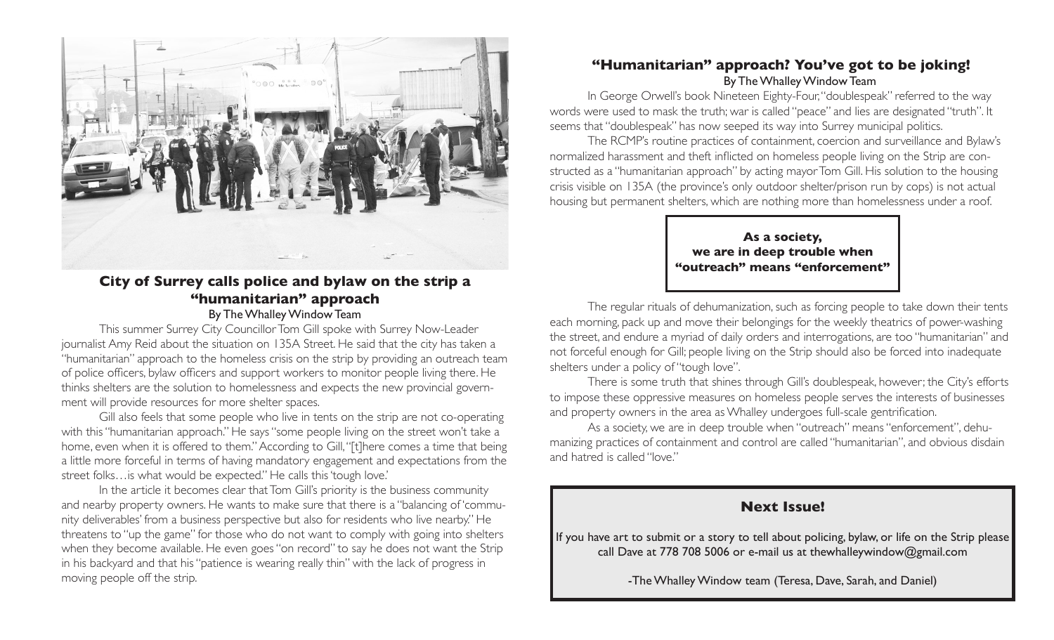## City of Surrey calls police and bylaw on the strip a "humanitarian" approach

By The Whalley Window Team

This summer Surrey City Councillor Tom Gill spoke with Surrey Now-Leader journalist Amy Reid about the situation on 135A Street. He said that the city has taken a "humanitarian" approach to the homeless crisis on the strip by providing an outreach team of police officers, bylaw officers and support workers to monitor people living there. He thinks shelters are the solution to homelessness and expects the new provincial government will provide resources for more shelter spaces.

Gill also feels that some people who live in tents on the strip are not co-operating with this "humanitarian approach." He says "some people living on the street won't take a home, even when it is offered to them." According to Gill, "[t]here comes a time that being a little more forceful in terms of having mandatory engagement and expectations from the street folks…is what would be expected." He calls this 'tough love.'

In the article it becomes clear that Tom Gill's priority is the business community and nearby property owners. He wants to make sure that there is a "balancing of 'community deliverables' from a business perspective but also for residents who live nearby." He threatens to "up the game" for those who do not want to comply with going into shelters when they become available. He even goes "on record" to say he does not want the Strip in his backyard and that his "patience is wearing really thin" with the lack of progress in moving people off the strip.

## "Humanitarian" approach? You've got to be joking!

By The Whalley Window Team

In George Orwell's book Nineteen Eighty-Four, "doublespeak" referred to the way words were used to mask the truth; war is called "peace" and lies are designated "truth". It seems that "doublespeak" has now seeped its way into Surrey municipal politics.

The RCMP's routine practices of containment, coercion and surveillance and Bylaw's normalized harassment and theft inflicted on homeless people living on the Strip are constructed as a "humanitarian approach" by acting mayor Tom Gill. His solution to the housing crisis visible on 135A (the province's only outdoor shelter/prison run by cops) is not actual housing but permanent shelters, which are nothing more than homelessness under a roof.

**As a society, we are in deep trouble when "outreach" means "enforcement"**

The regular rituals of dehumanization, such as forcing people to take down their tents each morning, pack up and move their belongings for the weekly theatrics of power-washing the street, and endure a myriad of daily orders and interrogations, are too "humanitarian" and not forceful enough for Gill; people living on the Strip should also be forced into inadequate shelters under a policy of "tough love".

There is some truth that shines through Gill's doublespeak, however; the City's efforts to impose these oppressive measures on homeless people serves the interests of businesses and property owners in the area as Whalley undergoes full-scale gentrification.

As a society, we are in deep trouble when "outreach" means "enforcement", dehumanizing practices of containment and control are called "humanitarian", and obvious disdain and hatred is called "love."

### Next Issue!

If you have art to submit or a story to tell about policing, bylaw, or life on the Strip please call Dave at 778 708 5006 or e-mail us at thewhalleywindow@gmail.com

-The Whalley Window team (Teresa, Dave, Sarah, and Daniel)